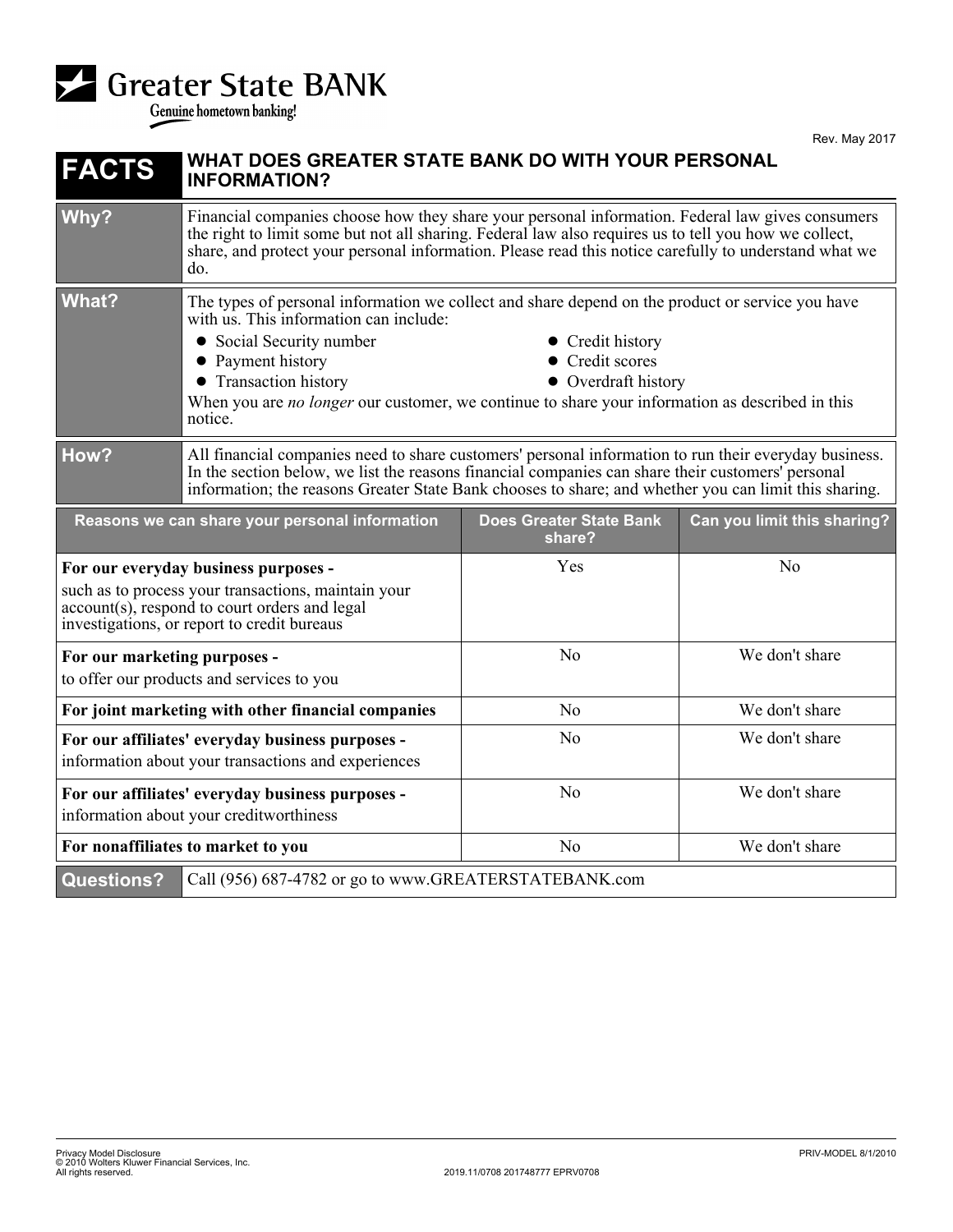**Greater State BANK**
Genuine hometown banking!

Rev. May 2017

| FACTS | WHAT DOES GREATER STATE BANK DO WITH YOUR PERSONAL INFORMATION? |
|---|---|
| **Why?** | Financial companies choose how they share your personal information. Federal law gives consumers the right to limit some but not all sharing. Federal law also requires us to tell you how we collect, share, and protect your personal information. Please read this notice carefully to understand what we do. |
| **What?** | The types of personal information we collect and share depend on the product or service you have with us. This information can include:<br>• Social Security number<br>• Payment history<br>• Transaction history<br>• Credit history<br>• Credit scores<br>• Overdraft history<br>When you are *no longer* our customer, we continue to share your information as described in this notice. |
| **How?** | All financial companies need to share customers' personal information to run their everyday business. In the section below, we list the reasons financial companies can share their customers' personal information; the reasons Greater State Bank chooses to share; and whether you can limit this sharing. |

| Reasons we can share your personal information | Does Greater State Bank share? | Can you limit this sharing? |
|---|---|---|
| **For our everyday business purposes -** such as to process your transactions, maintain your account(s), respond to court orders and legal investigations, or report to credit bureaus | Yes | No |
| **For our marketing purposes -** to offer our products and services to you | No | We don't share |
| **For joint marketing with other financial companies** | No | We don't share |
| **For our affiliates' everyday business purposes -** information about your transactions and experiences | No | We don't share |
| **For our affiliates' everyday business purposes -** information about your creditworthiness | No | We don't share |
| **For nonaffiliates to market to you** | No | We don't share |

| **Questions?** | Call (956) 687-4782 or go to www.GREATERSTATEBANK.com |
|---|---|

Privacy Model Disclosure
© 2010 Wolters Kluwer Financial Services, Inc.
All rights reserved.

2019.11/0708 201748777 EPRV0708

PRIV-MODEL 8/1/2010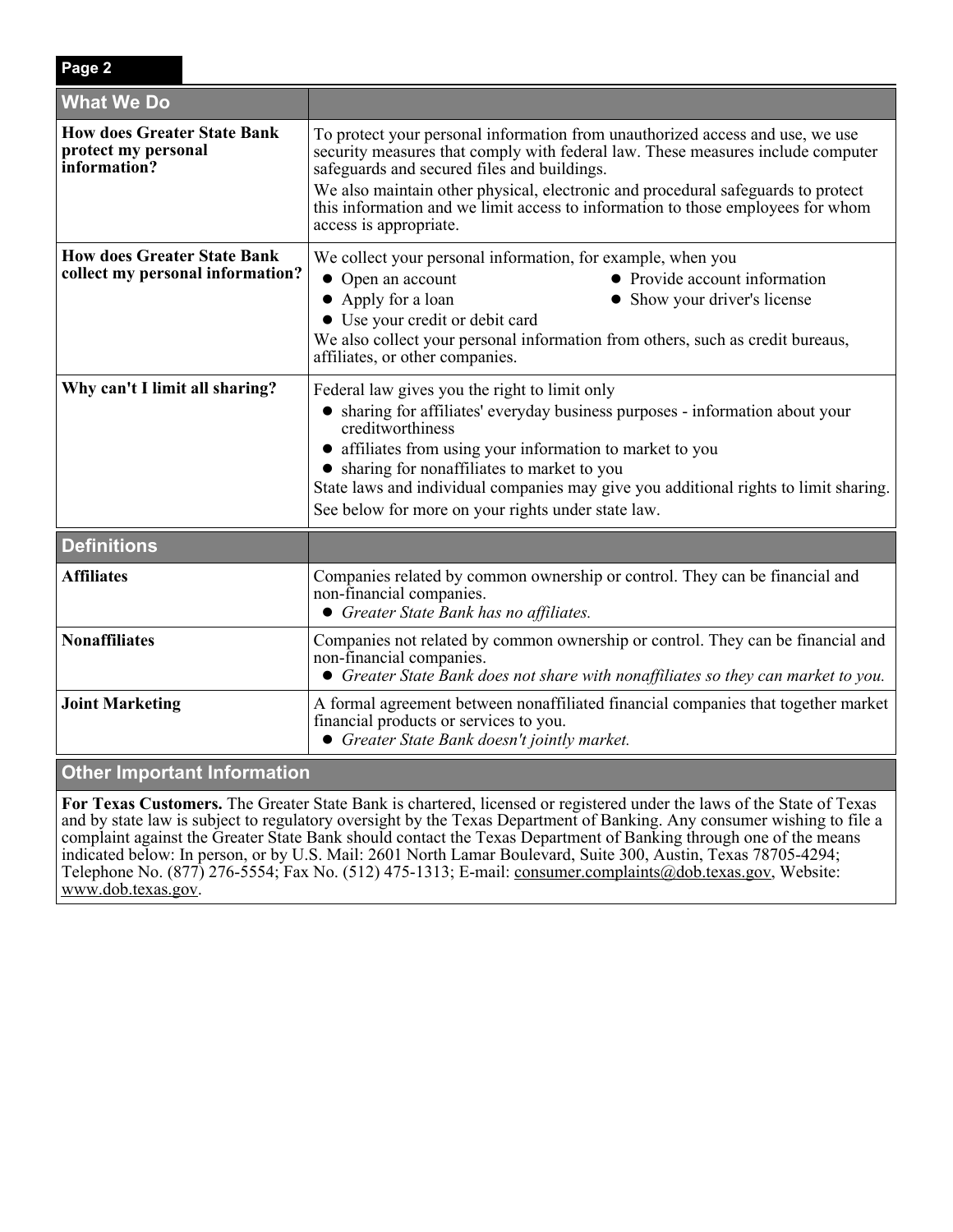| What We Do | |
|---|---|
| **How does Greater State Bank protect my personal information?** | To protect your personal information from unauthorized access and use, we use security measures that comply with federal law. These measures include computer safeguards and secured files and buildings.<br>We also maintain other physical, electronic and procedural safeguards to protect this information and we limit access to information to those employees for whom access is appropriate. |
| **How does Greater State Bank collect my personal information?** | We collect your personal information, for example, when you<br>• Open an account<br>• Provide account information<br>• Apply for a loan<br>• Show your driver's license<br>• Use your credit or debit card<br>We also collect your personal information from others, such as credit bureaus, affiliates, or other companies. |
| **Why can't I limit all sharing?** | Federal law gives you the right to limit only<br>• sharing for affiliates' everyday business purposes - information about your creditworthiness<br>• affiliates from using your information to market to you<br>• sharing for nonaffiliates to market to you<br>State laws and individual companies may give you additional rights to limit sharing. See below for more on your rights under state law. |

| Definitions | |
|---|---|
| **Affiliates** | Companies related by common ownership or control. They can be financial and non-financial companies.<br>• *Greater State Bank has no affiliates.* |
| **Nonaffiliates** | Companies not related by common ownership or control. They can be financial and non-financial companies.<br>• *Greater State Bank does not share with nonaffiliates so they can market to you.* |
| **Joint Marketing** | A formal agreement between nonaffiliated financial companies that together market financial products or services to you.<br>• *Greater State Bank doesn't jointly market.* |

## Other Important Information

**For Texas Customers.** The Greater State Bank is chartered, licensed or registered under the laws of the State of Texas and by state law is subject to regulatory oversight by the Texas Department of Banking. Any consumer wishing to file a complaint against the Greater State Bank should contact the Texas Department of Banking through one of the means indicated below: In person, or by U.S. Mail: 2601 North Lamar Boulevard, Suite 300, Austin, Texas 78705-4294; Telephone No. (877) 276-5554; Fax No. (512) 475-1313; E-mail: consumer.complaints@dob.texas.gov, Website: www.dob.texas.gov.